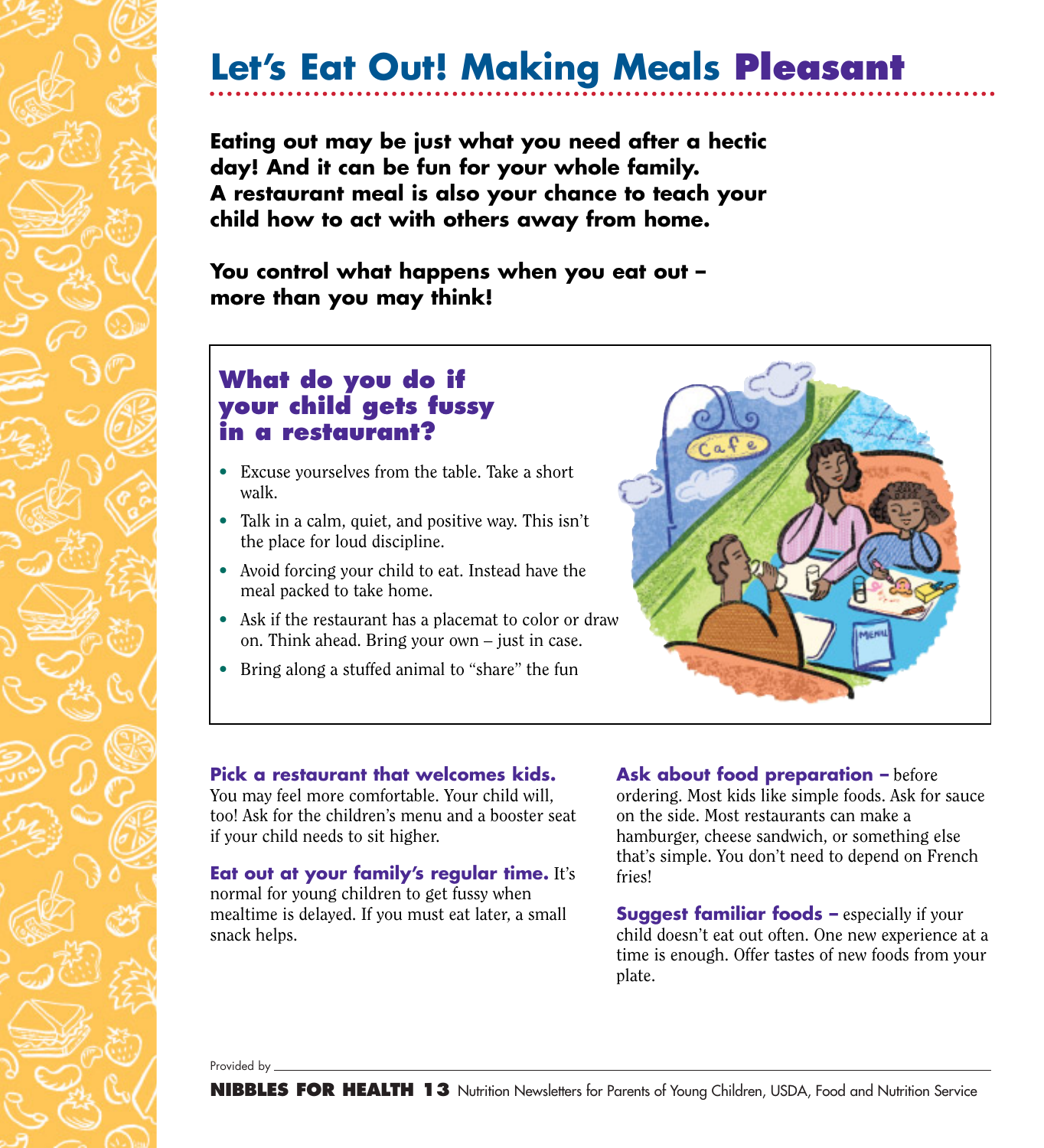# Let's Eat Out! Making Meals Pleasant

**Eating out may be just what you need after a hectic day! And it can be fun for your whole family. A restaurant meal is also your chance to teach your child how to act with others away from home.**

**You control what happens when you eat out – more than you may think!**

## What do you do if your child gets fussy in a restaurant?

- Excuse yourselves from the table. Take a short walk.
- Talk in a calm, quiet, and positive way. This isn't the place for loud discipline.
- Avoid forcing your child to eat. Instead have the meal packed to take home.
- Ask if the restaurant has a placemat to color or draw on. Think ahead. Bring your own – just in case.
- Bring along a stuffed animal to "share" the fun

**Pick a restaurant that welcomes kids.** You may feel more comfortable. Your child will, too! Ask for the children's menu and a booster seat if your child needs to sit higher.

**Eat out at your family's regular time.** It's normal for young children to get fussy when mealtime is delayed. If you must eat later, a small snack helps.

**Ask about food preparation –** before ordering. Most kids like simple foods. Ask for sauce on the side. Most restaurants can make a hamburger, cheese sandwich, or something else that's simple. You don't need to depend on French fries!

**Suggest familiar foods –** especially if your child doesn't eat out often. One new experience at a time is enough. Offer tastes of new foods from your plate.

Provided by

**NIBBLES FOR HEALTH 13** Nutrition Newsletters for Parents of Young Children, USDA, Food and Nutrition Service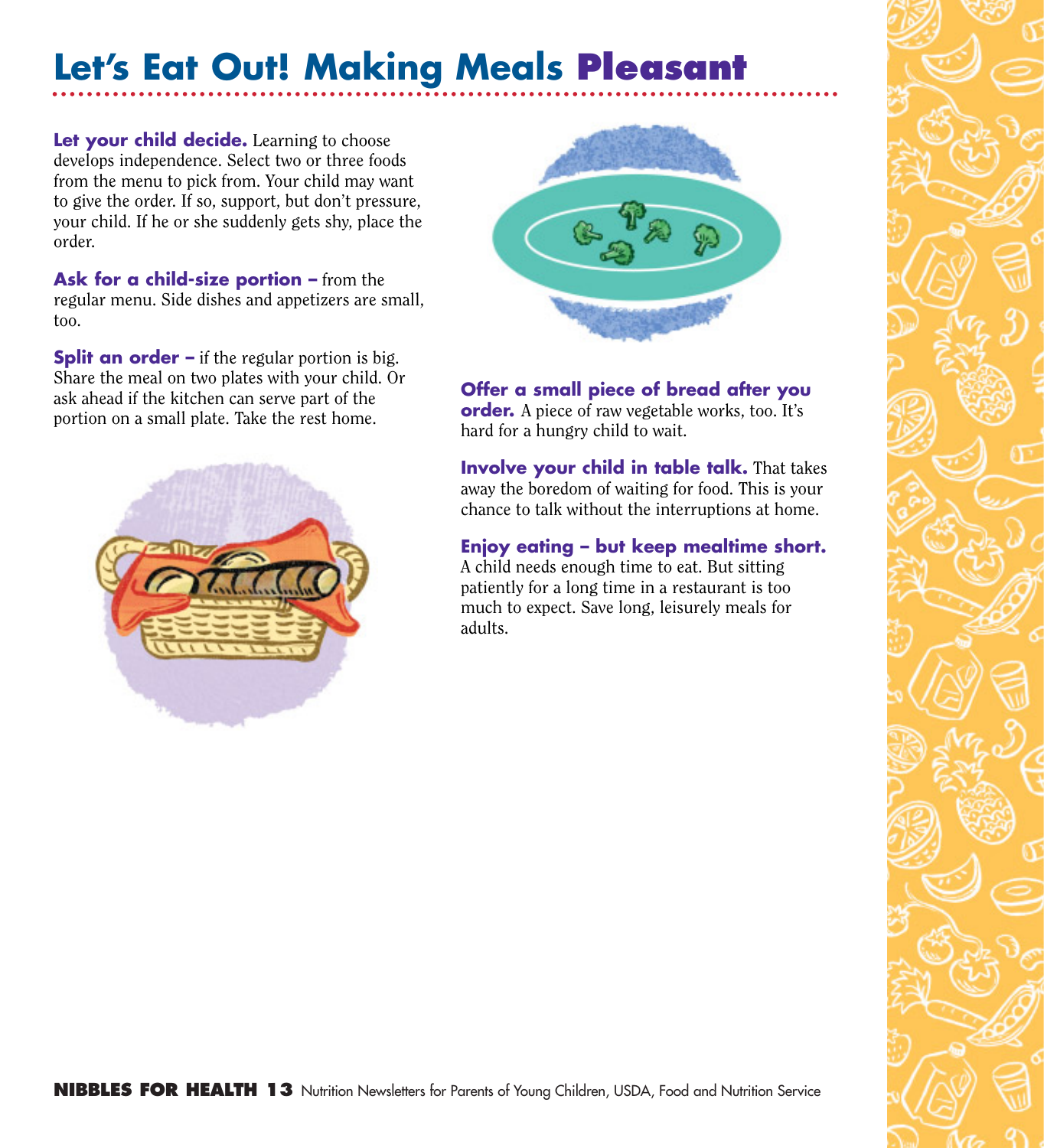# Let's Eat Out! Making Meals Pleasant

**Let your child decide.** Learning to choose develops independence. Select two or three foods from the menu to pick from. Your child may want to give the order. If so, support, but don't pressure, your child. If he or she suddenly gets shy, place the order.

**Ask for a child-size portion –** from the regular menu. Side dishes and appetizers are small, too.

**Split an order –** if the regular portion is big. Share the meal on two plates with your child. Or ask ahead if the kitchen can serve part of the portion on a small plate. Take the rest home.

**Offer a small piece of bread after you order.** A piece of raw vegetable works, too. It's hard for a hungry child to wait.

**Involve your child in table talk.** That takes away the boredom of waiting for food. This is your chance to talk without the interruptions at home.

**Enjoy eating – but keep mealtime short.** A child needs enough time to eat. But sitting patiently for a long time in a restaurant is too much to expect. Save long, leisurely meals for adults.